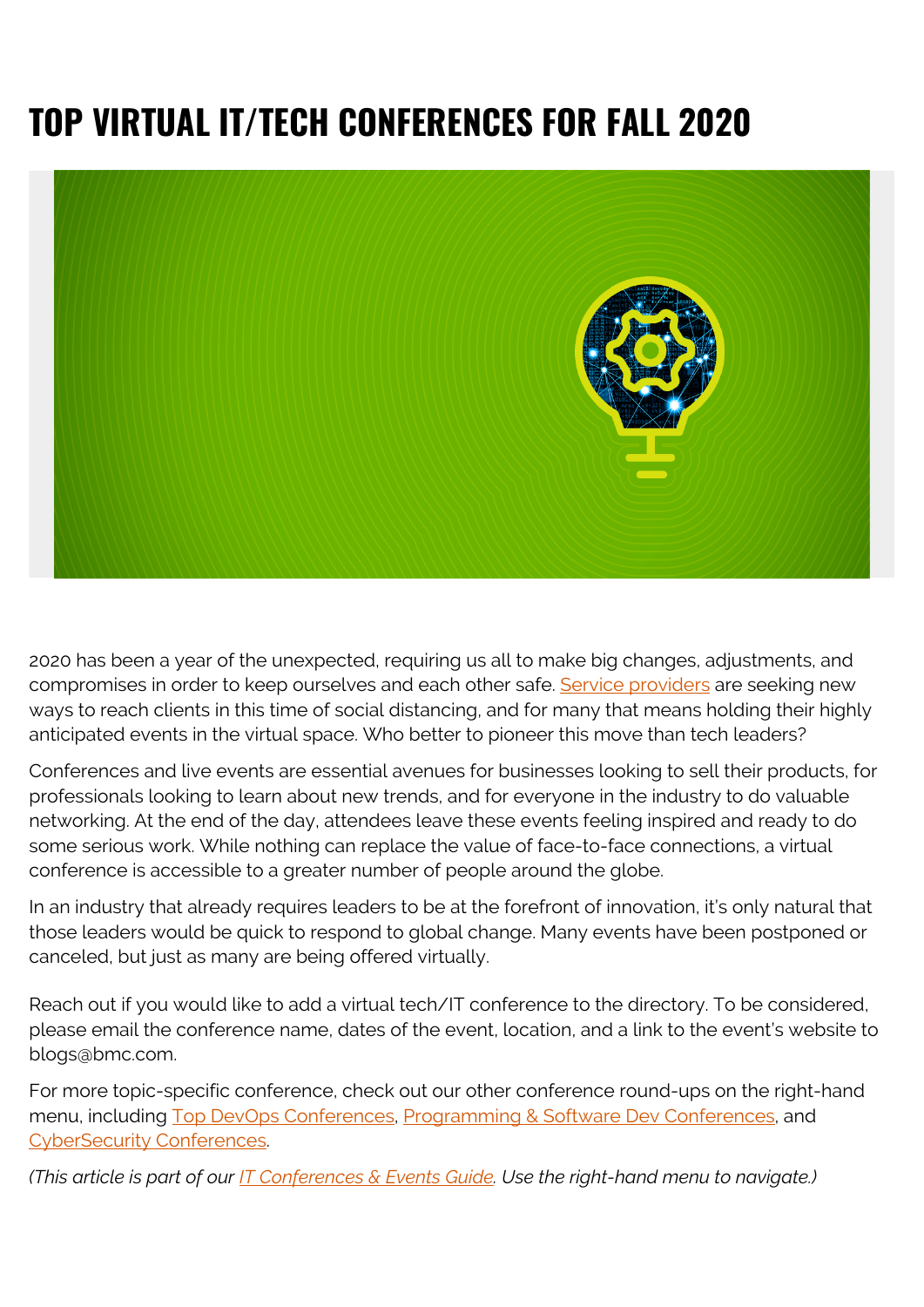# TOP VIRTUAL IT/TECH CONFERENCES FOR FALL 2020

2020 has been a year of the unexpected, requiring us all to make big changes, adjustments, and compromises in order to keep ourselves and each other safe. Service providers are seeking new ways to reach clients in this time of social distancing, and for many that means holding their highly anticipated events in the virtual space. Who better to pioneer this move than tech leaders?

Conferences and live events are essential avenues for businesses looking to sell their products, for professionals looking to learn about new trends, and for everyone in the industry to do valuable networking. At the end of the day, attendees leave these events feeling inspired and ready to do some serious work. While nothing can replace the value of face-to-face connections, a virtual conference is accessible to a greater number of people around the globe.

In an industry that already requires leaders to be at the forefront of innovation, it's only natural that those leaders would be quick to respond to global change. Many events have been postponed or canceled, but just as many are being offered virtually.

Reach out if you would like to add a virtual tech/IT conference to the directory. To be considered, please email the conference name, dates of the event, location, and a link to the event's website to blogs@bmc.com.

For more topic-specific conference, check out our other conference round-ups on the right-hand menu, including Top DevOps Conferences, Programming & Software Dev Conferences, and CyberSecurity Conferences.

*(This article is part of our IT Conferences & Events Guide. Use the right-hand menu to navigate.)*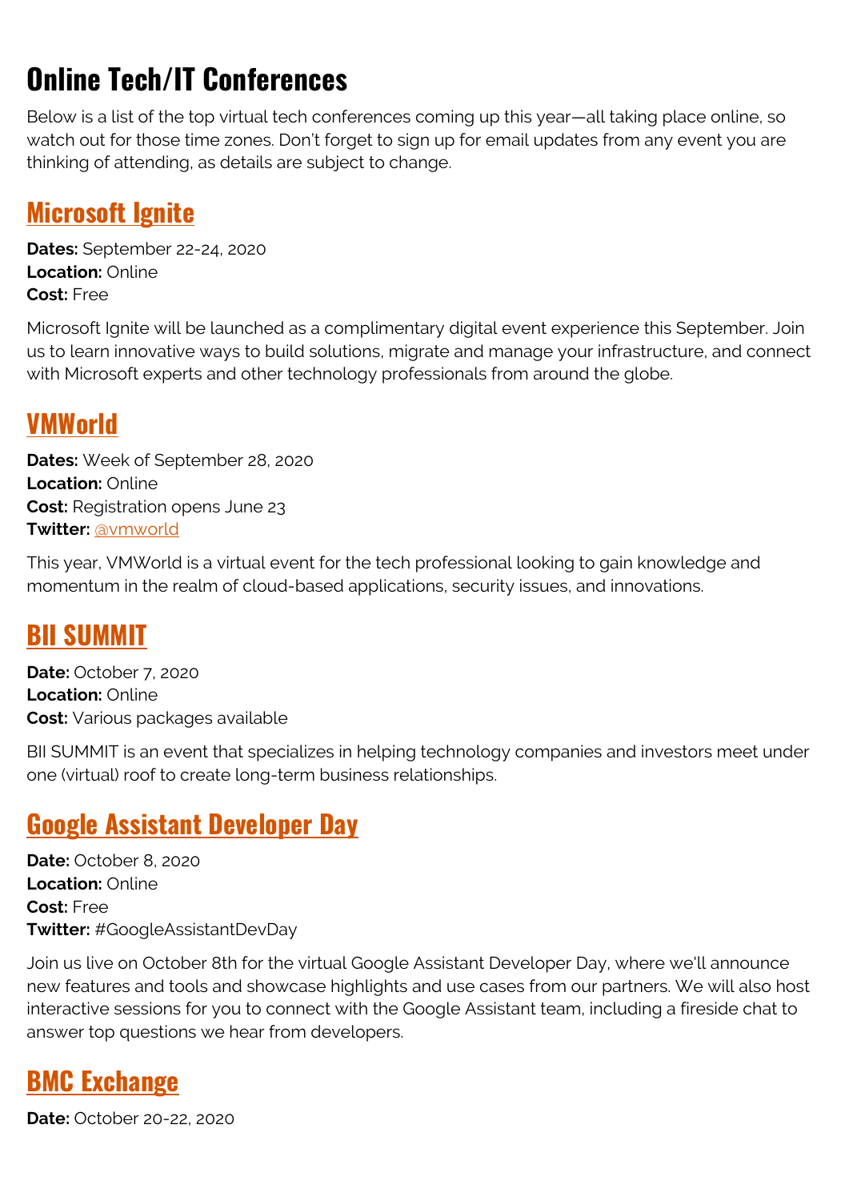# Online Tech/IT Conferences

Below is a list of the top virtual tech conferences coming up this year—all taking place online, so watch out for those time zones. Don't forget to sign up for email updates from any event you are thinking of attending, as details are subject to change.

## Microsoft Ignite

**Dates:** September 22-24, 2020
**Location:** Online
**Cost:** Free

Microsoft Ignite will be launched as a complimentary digital event experience this September. Join us to learn innovative ways to build solutions, migrate and manage your infrastructure, and connect with Microsoft experts and other technology professionals from around the globe.

## VMWorld

**Dates:** Week of September 28, 2020
**Location:** Online
**Cost:** Registration opens June 23
**Twitter:** @vmworld

This year, VMWorld is a virtual event for the tech professional looking to gain knowledge and momentum in the realm of cloud-based applications, security issues, and innovations.

## BII SUMMIT

**Date:** October 7, 2020
**Location:** Online
**Cost:** Various packages available

BII SUMMIT is an event that specializes in helping technology companies and investors meet under one (virtual) roof to create long-term business relationships.

## Google Assistant Developer Day

**Date:** October 8, 2020
**Location:** Online
**Cost:** Free
**Twitter:** #GoogleAssistantDevDay

Join us live on October 8th for the virtual Google Assistant Developer Day, where we'll announce new features and tools and showcase highlights and use cases from our partners. We will also host interactive sessions for you to connect with the Google Assistant team, including a fireside chat to answer top questions we hear from developers.

## BMC Exchange

**Date:** October 20-22, 2020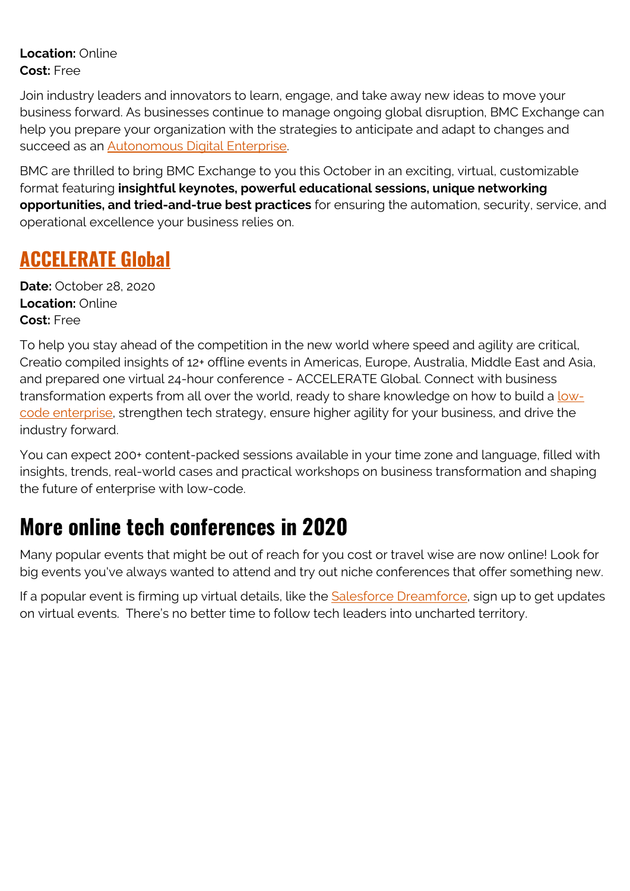**Location:** Online
**Cost:** Free

Join industry leaders and innovators to learn, engage, and take away new ideas to move your business forward. As businesses continue to manage ongoing global disruption, BMC Exchange can help you prepare your organization with the strategies to anticipate and adapt to changes and succeed as an Autonomous Digital Enterprise.

BMC are thrilled to bring BMC Exchange to you this October in an exciting, virtual, customizable format featuring **insightful keynotes, powerful educational sessions, unique networking opportunities, and tried-and-true best practices** for ensuring the automation, security, service, and operational excellence your business relies on.

## ACCELERATE Global

**Date:** October 28, 2020
**Location:** Online
**Cost:** Free

To help you stay ahead of the competition in the new world where speed and agility are critical, Creatio compiled insights of 12+ offline events in Americas, Europe, Australia, Middle East and Asia, and prepared one virtual 24-hour conference - ACCELERATE Global. Connect with business transformation experts from all over the world, ready to share knowledge on how to build a low-code enterprise, strengthen tech strategy, ensure higher agility for your business, and drive the industry forward.

You can expect 200+ content-packed sessions available in your time zone and language, filled with insights, trends, real-world cases and practical workshops on business transformation and shaping the future of enterprise with low-code.

# More online tech conferences in 2020

Many popular events that might be out of reach for you cost or travel wise are now online! Look for big events you've always wanted to attend and try out niche conferences that offer something new.

If a popular event is firming up virtual details, like the Salesforce Dreamforce, sign up to get updates on virtual events. There's no better time to follow tech leaders into uncharted territory.